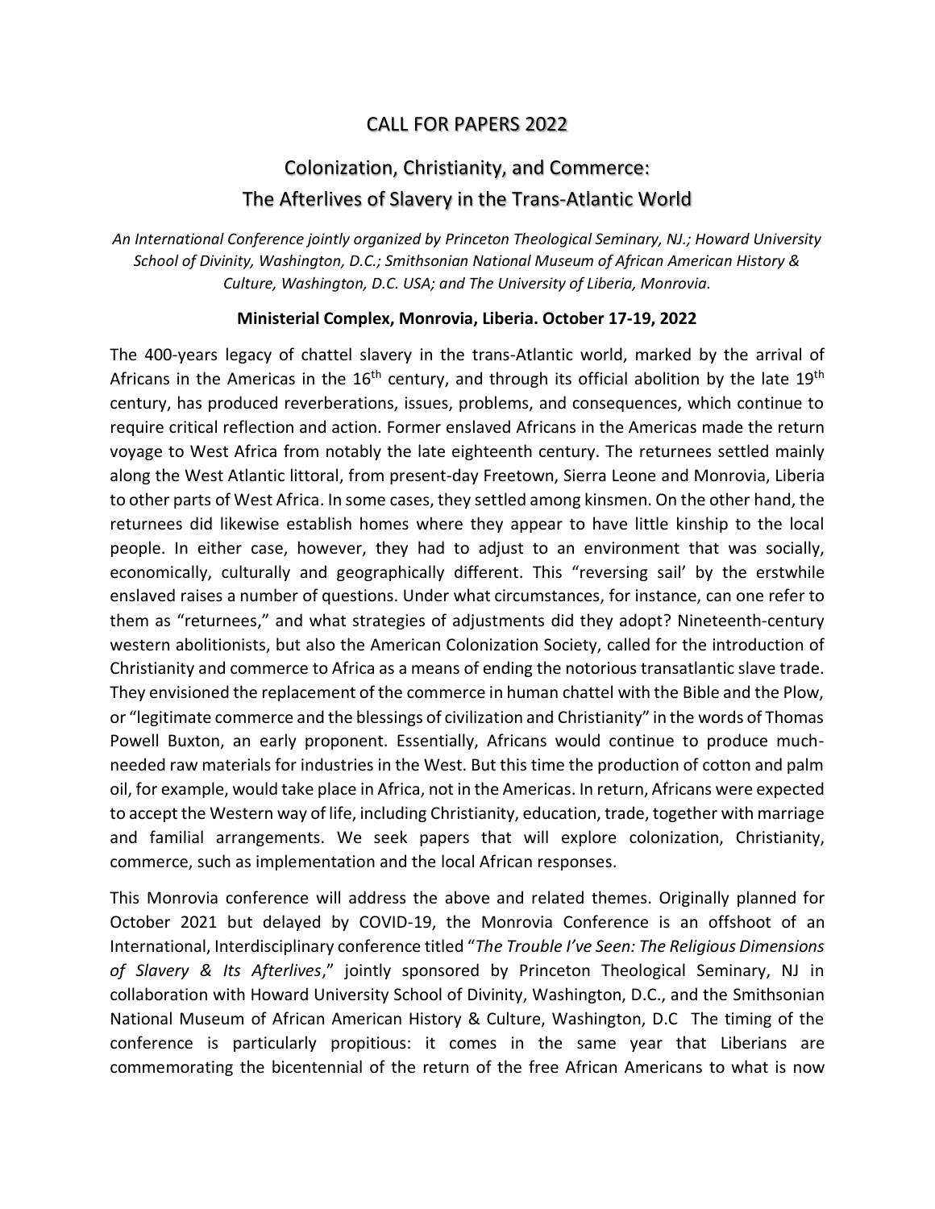# CALL FOR PAPERS 2022

## Colonization, Christianity, and Commerce: The Afterlives of Slavery in the Trans-Atlantic World

*An International Conference jointly organized by Princeton Theological Seminary, NJ.; Howard University School of Divinity, Washington, D.C.; Smithsonian National Museum of African American History & Culture, Washington, D.C. USA; and The University of Liberia, Monrovia.*

**Ministerial Complex, Monrovia, Liberia. October 17-19, 2022**

The 400-years legacy of chattel slavery in the trans-Atlantic world, marked by the arrival of Africans in the Americas in the 16th century, and through its official abolition by the late 19th century, has produced reverberations, issues, problems, and consequences, which continue to require critical reflection and action. Former enslaved Africans in the Americas made the return voyage to West Africa from notably the late eighteenth century. The returnees settled mainly along the West Atlantic littoral, from present-day Freetown, Sierra Leone and Monrovia, Liberia to other parts of West Africa. In some cases, they settled among kinsmen. On the other hand, the returnees did likewise establish homes where they appear to have little kinship to the local people. In either case, however, they had to adjust to an environment that was socially, economically, culturally and geographically different. This "reversing sail' by the erstwhile enslaved raises a number of questions. Under what circumstances, for instance, can one refer to them as "returnees," and what strategies of adjustments did they adopt? Nineteenth-century western abolitionists, but also the American Colonization Society, called for the introduction of Christianity and commerce to Africa as a means of ending the notorious transatlantic slave trade. They envisioned the replacement of the commerce in human chattel with the Bible and the Plow, or "legitimate commerce and the blessings of civilization and Christianity" in the words of Thomas Powell Buxton, an early proponent. Essentially, Africans would continue to produce much-needed raw materials for industries in the West. But this time the production of cotton and palm oil, for example, would take place in Africa, not in the Americas. In return, Africans were expected to accept the Western way of life, including Christianity, education, trade, together with marriage and familial arrangements. We seek papers that will explore colonization, Christianity, commerce, such as implementation and the local African responses.

This Monrovia conference will address the above and related themes. Originally planned for October 2021 but delayed by COVID-19, the Monrovia Conference is an offshoot of an International, Interdisciplinary conference titled "*The Trouble I've Seen: The Religious Dimensions of Slavery & Its Afterlives*," jointly sponsored by Princeton Theological Seminary, NJ in collaboration with Howard University School of Divinity, Washington, D.C., and the Smithsonian National Museum of African American History & Culture, Washington, D.C The timing of the conference is particularly propitious: it comes in the same year that Liberians are commemorating the bicentennial of the return of the free African Americans to what is now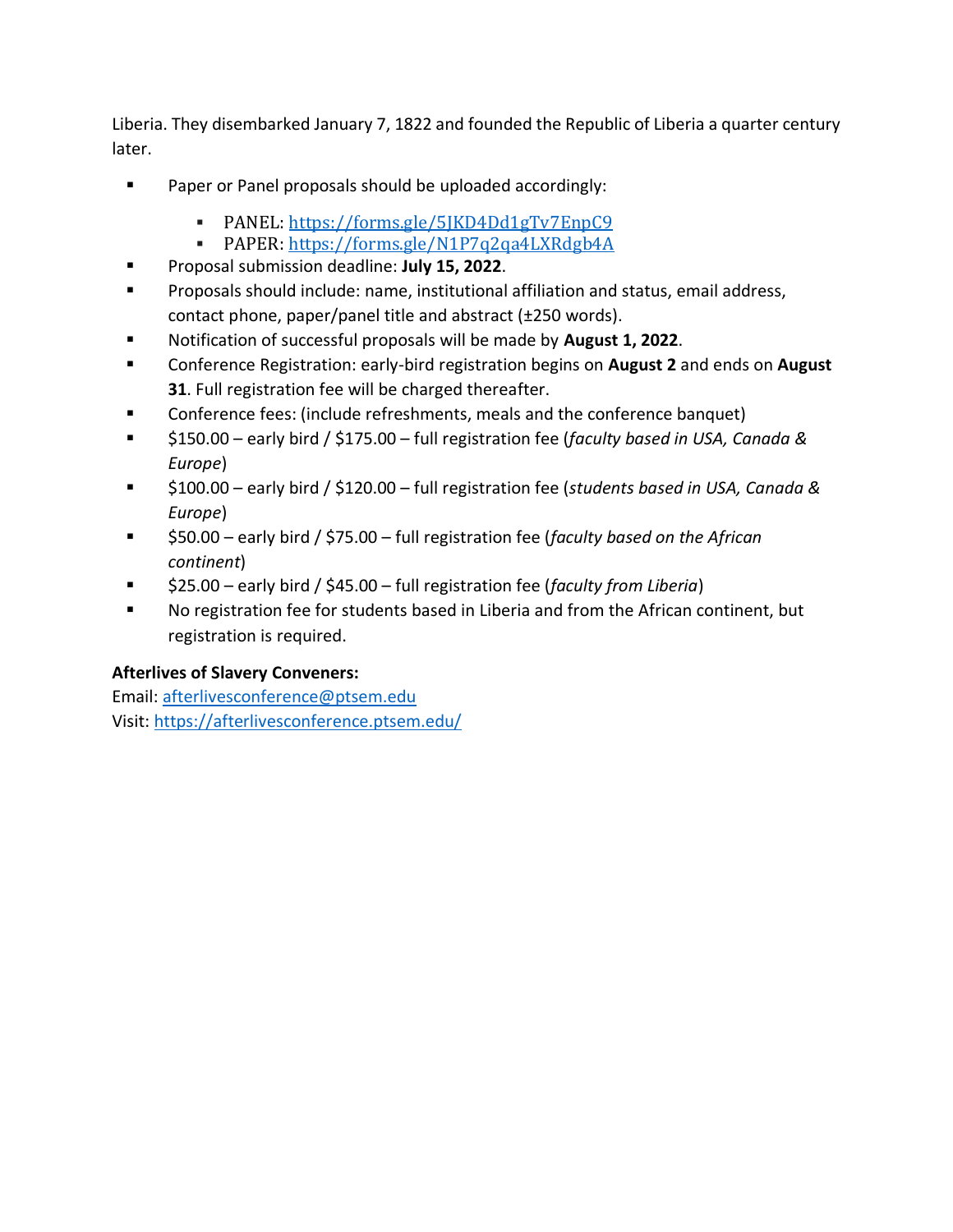Liberia. They disembarked January 7, 1822 and founded the Republic of Liberia a quarter century later.

- Paper or Panel proposals should be uploaded accordingly:
  - PANEL: https://forms.gle/5JKD4Dd1gTv7EnpC9
  - PAPER: https://forms.gle/N1P7q2qa4LXRdgb4A
- Proposal submission deadline: **July 15, 2022**.
- Proposals should include: name, institutional affiliation and status, email address, contact phone, paper/panel title and abstract (±250 words).
- Notification of successful proposals will be made by **August 1, 2022**.
- Conference Registration: early-bird registration begins on **August 2** and ends on **August 31**. Full registration fee will be charged thereafter.
- Conference fees: (include refreshments, meals and the conference banquet)
- $150.00 – early bird / $175.00 – full registration fee (*faculty based in USA, Canada & Europe*)
- $100.00 – early bird / $120.00 – full registration fee (*students based in USA, Canada & Europe*)
- $50.00 – early bird / $75.00 – full registration fee (*faculty based on the African continent*)
- $25.00 – early bird / $45.00 – full registration fee (*faculty from Liberia*)
- No registration fee for students based in Liberia and from the African continent, but registration is required.

**Afterlives of Slavery Conveners:**
Email: afterlivesconference@ptsem.edu
Visit: https://afterlivesconference.ptsem.edu/